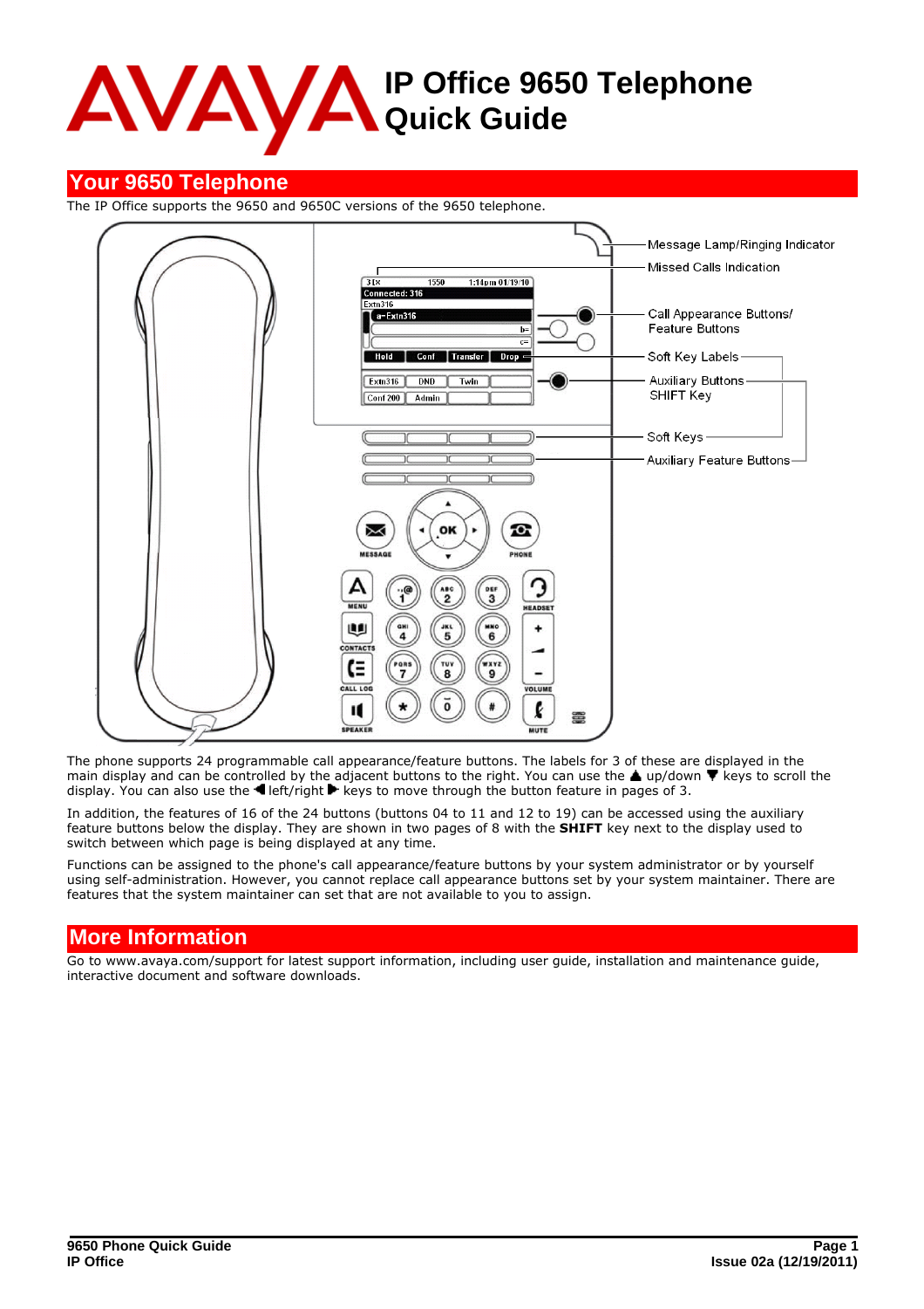# IP Office 9650 Telephone Quick Guide

## Your 9650 Telephone

The IP Office supports the 9650 and 9650C versions of the 9650 telephone.

The phone supports 24 programmable call appearance/feature buttons. The labels for 3 of these are displayed in the main display and can be controlled by the adjacent buttons to the right. You can use the ▲ up/down ▼ keys to scroll the display. You can also use the ◀ left/right ▶ keys to move through the button feature in pages of 3.

In addition, the features of 16 of the 24 buttons (buttons 04 to 11 and 12 to 19) can be accessed using the auxiliary feature buttons below the display. They are shown in two pages of 8 with the **SHIFT** key next to the display used to switch between which page is being displayed at any time.

Functions can be assigned to the phone's call appearance/feature buttons by your system administrator or by yourself using self-administration. However, you cannot replace call appearance buttons set by your system maintainer. There are features that the system maintainer can set that are not available to you to assign.

## More Information

Go to www.avaya.com/support for latest support information, including user guide, installation and maintenance guide, interactive document and software downloads.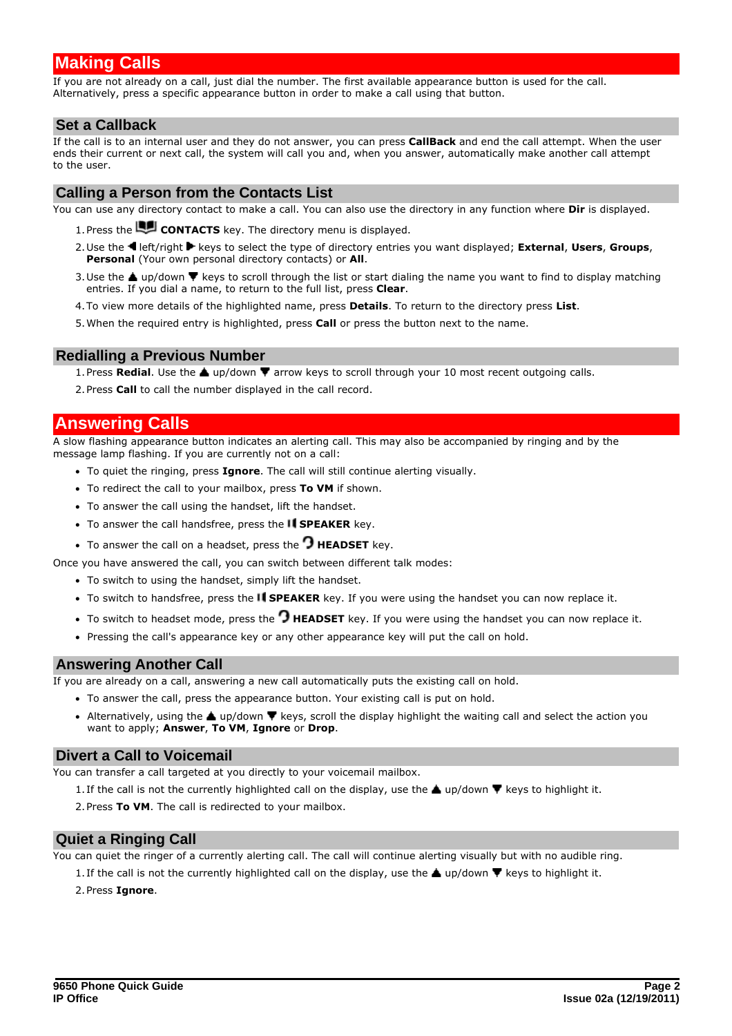# Making Calls

If you are not already on a call, just dial the number. The first available appearance button is used for the call. Alternatively, press a specific appearance button in order to make a call using that button.

## Set a Callback

If the call is to an internal user and they do not answer, you can press **CallBack** and end the call attempt. When the user ends their current or next call, the system will call you and, when you answer, automatically make another call attempt to the user.

## Calling a Person from the Contacts List

You can use any directory contact to make a call. You can also use the directory in any function where **Dir** is displayed.

1. Press the **CONTACTS** key. The directory menu is displayed.
2. Use the ◄ left/right ► keys to select the type of directory entries you want displayed; **External**, **Users**, **Groups**, **Personal** (Your own personal directory contacts) or **All**.
3. Use the ▲ up/down ▼ keys to scroll through the list or start dialing the name you want to find to display matching entries. If you dial a name, to return to the full list, press **Clear**.
4. To view more details of the highlighted name, press **Details**. To return to the directory press **List**.
5. When the required entry is highlighted, press **Call** or press the button next to the name.

## Redialling a Previous Number

1. Press **Redial**. Use the ▲ up/down ▼ arrow keys to scroll through your 10 most recent outgoing calls.
2. Press **Call** to call the number displayed in the call record.

# Answering Calls

A slow flashing appearance button indicates an alerting call. This may also be accompanied by ringing and by the message lamp flashing. If you are currently not on a call:

- To quiet the ringing, press **Ignore**. The call will still continue alerting visually.
- To redirect the call to your mailbox, press **To VM** if shown.
- To answer the call using the handset, lift the handset.
- To answer the call handsfree, press the **SPEAKER** key.
- To answer the call on a headset, press the **HEADSET** key.

Once you have answered the call, you can switch between different talk modes:

- To switch to using the handset, simply lift the handset.
- To switch to handsfree, press the **SPEAKER** key. If you were using the handset you can now replace it.
- To switch to headset mode, press the **HEADSET** key. If you were using the handset you can now replace it.
- Pressing the call's appearance key or any other appearance key will put the call on hold.

## Answering Another Call

If you are already on a call, answering a new call automatically puts the existing call on hold.

- To answer the call, press the appearance button. Your existing call is put on hold.
- Alternatively, using the ▲ up/down ▼ keys, scroll the display highlight the waiting call and select the action you want to apply; **Answer**, **To VM**, **Ignore** or **Drop**.

## Divert a Call to Voicemail

You can transfer a call targeted at you directly to your voicemail mailbox.

1. If the call is not the currently highlighted call on the display, use the ▲ up/down ▼ keys to highlight it.
2. Press **To VM**. The call is redirected to your mailbox.

## Quiet a Ringing Call

You can quiet the ringer of a currently alerting call. The call will continue alerting visually but with no audible ring.

1. If the call is not the currently highlighted call on the display, use the ▲ up/down ▼ keys to highlight it.
2. Press **Ignore**.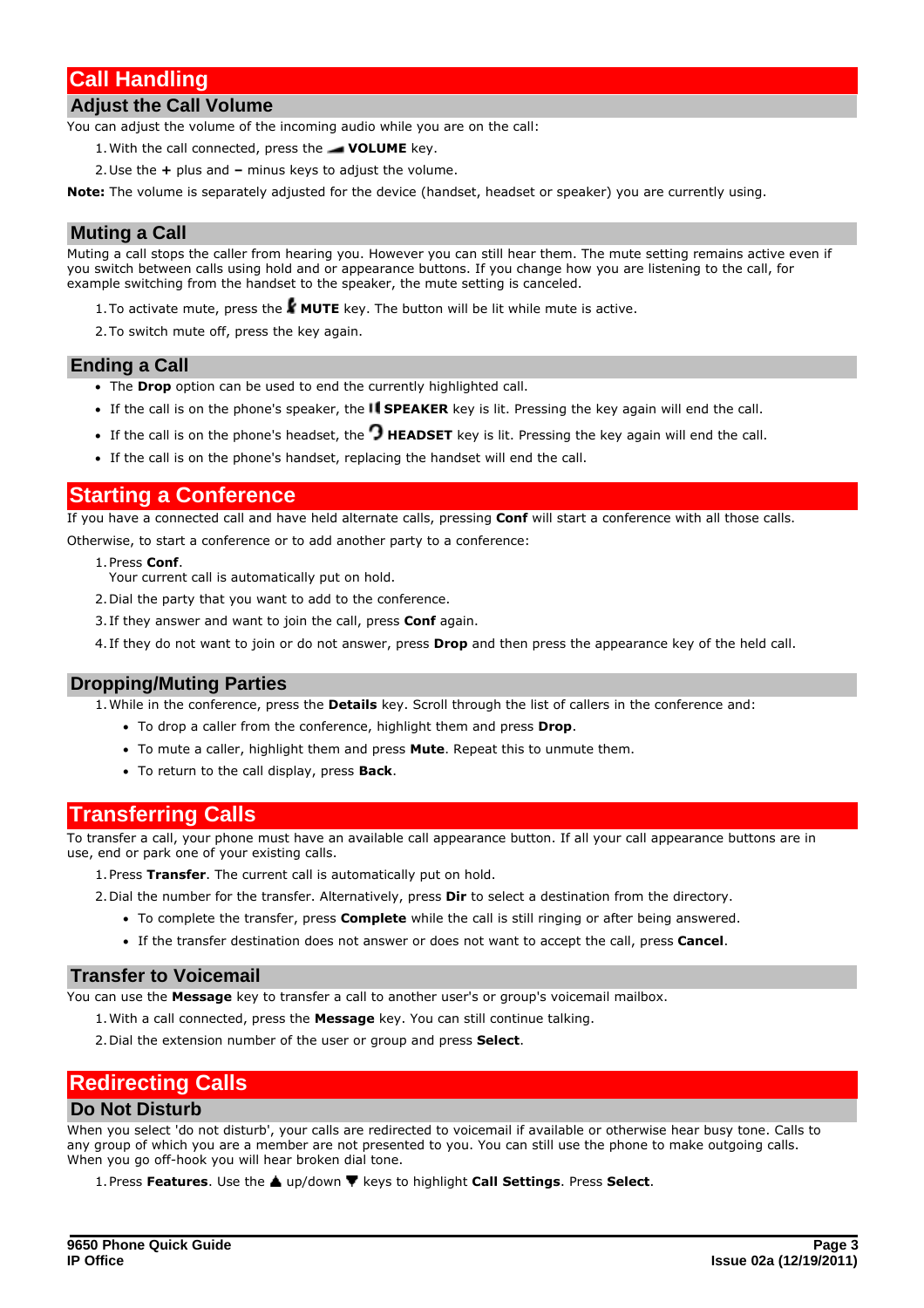# Call Handling

## Adjust the Call Volume

You can adjust the volume of the incoming audio while you are on the call:

1. With the call connected, press the **VOLUME** key.
2. Use the **+** plus and **–** minus keys to adjust the volume.

**Note:** The volume is separately adjusted for the device (handset, headset or speaker) you are currently using.

## Muting a Call

Muting a call stops the caller from hearing you. However you can still hear them. The mute setting remains active even if you switch between calls using hold and or appearance buttons. If you change how you are listening to the call, for example switching from the handset to the speaker, the mute setting is canceled.

1. To activate mute, press the **MUTE** key. The button will be lit while mute is active.
2. To switch mute off, press the key again.

## Ending a Call

- The **Drop** option can be used to end the currently highlighted call.
- If the call is on the phone's speaker, the **SPEAKER** key is lit. Pressing the key again will end the call.
- If the call is on the phone's headset, the **HEADSET** key is lit. Pressing the key again will end the call.
- If the call is on the phone's handset, replacing the handset will end the call.

# Starting a Conference

If you have a connected call and have held alternate calls, pressing **Conf** will start a conference with all those calls.

Otherwise, to start a conference or to add another party to a conference:

1. Press **Conf**.
   Your current call is automatically put on hold.
2. Dial the party that you want to add to the conference.
3. If they answer and want to join the call, press **Conf** again.
4. If they do not want to join or do not answer, press **Drop** and then press the appearance key of the held call.

## Dropping/Muting Parties

1. While in the conference, press the **Details** key. Scroll through the list of callers in the conference and:
   - To drop a caller from the conference, highlight them and press **Drop**.
   - To mute a caller, highlight them and press **Mute**. Repeat this to unmute them.
   - To return to the call display, press **Back**.

# Transferring Calls

To transfer a call, your phone must have an available call appearance button. If all your call appearance buttons are in use, end or park one of your existing calls.

1. Press **Transfer**. The current call is automatically put on hold.
2. Dial the number for the transfer. Alternatively, press **Dir** to select a destination from the directory.
   - To complete the transfer, press **Complete** while the call is still ringing or after being answered.
   - If the transfer destination does not answer or does not want to accept the call, press **Cancel**.

## Transfer to Voicemail

You can use the **Message** key to transfer a call to another user's or group's voicemail mailbox.

1. With a call connected, press the **Message** key. You can still continue talking.
2. Dial the extension number of the user or group and press **Select**.

# Redirecting Calls

## Do Not Disturb

When you select 'do not disturb', your calls are redirected to voicemail if available or otherwise hear busy tone. Calls to any group of which you are a member are not presented to you. You can still use the phone to make outgoing calls. When you go off-hook you will hear broken dial tone.

1. Press **Features**. Use the up/down keys to highlight **Call Settings**. Press **Select**.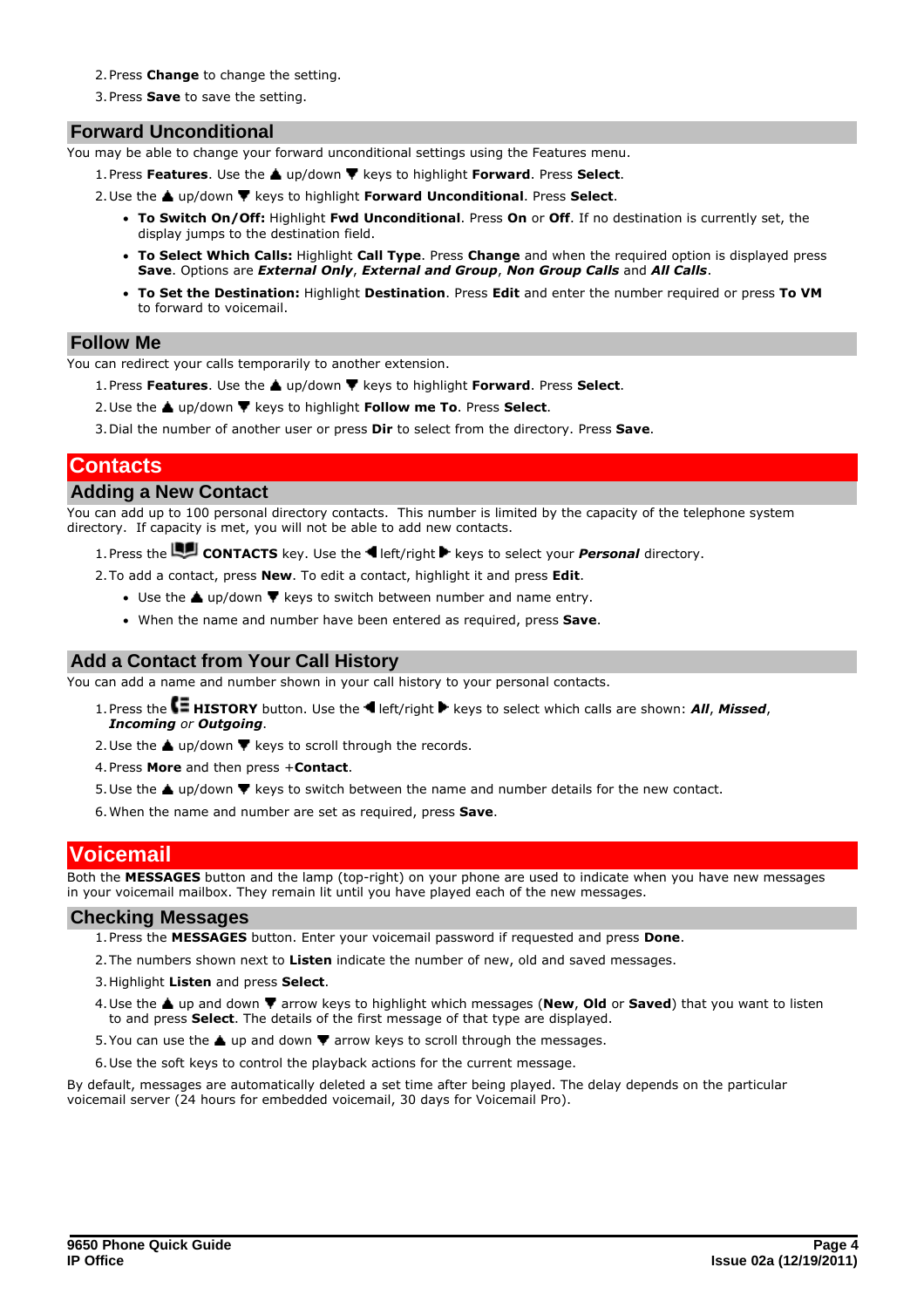2. Press **Change** to change the setting.
3. Press **Save** to save the setting.

## Forward Unconditional

You may be able to change your forward unconditional settings using the Features menu.

1. Press **Features**. Use the ▲ up/down ▼ keys to highlight **Forward**. Press **Select**.
2. Use the ▲ up/down ▼ keys to highlight **Forward Unconditional**. Press **Select**.
   - **To Switch On/Off:** Highlight **Fwd Unconditional**. Press **On** or **Off**. If no destination is currently set, the display jumps to the destination field.
   - **To Select Which Calls:** Highlight **Call Type**. Press **Change** and when the required option is displayed press **Save**. Options are ***External Only***, ***External and Group***, ***Non Group Calls*** and ***All Calls***.
   - **To Set the Destination:** Highlight **Destination**. Press **Edit** and enter the number required or press **To VM** to forward to voicemail.

## Follow Me

You can redirect your calls temporarily to another extension.

1. Press **Features**. Use the ▲ up/down ▼ keys to highlight **Forward**. Press **Select**.
2. Use the ▲ up/down ▼ keys to highlight **Follow me To**. Press **Select**.
3. Dial the number of another user or press **Dir** to select from the directory. Press **Save**.

# Contacts

## Adding a New Contact

You can add up to 100 personal directory contacts. This number is limited by the capacity of the telephone system directory. If capacity is met, you will not be able to add new contacts.

1. Press the **CONTACTS** key. Use the ◀ left/right ▶ keys to select your ***Personal*** directory.
2. To add a contact, press **New**. To edit a contact, highlight it and press **Edit**.
   - Use the ▲ up/down ▼ keys to switch between number and name entry.
   - When the name and number have been entered as required, press **Save**.

## Add a Contact from Your Call History

You can add a name and number shown in your call history to your personal contacts.

1. Press the **HISTORY** button. Use the ◀ left/right ▶ keys to select which calls are shown: ***All***, ***Missed***, ***Incoming*** or ***Outgoing***.
2. Use the ▲ up/down ▼ keys to scroll through the records.
4. Press **More** and then press +**Contact**.
5. Use the ▲ up/down ▼ keys to switch between the name and number details for the new contact.
6. When the name and number are set as required, press **Save**.

# Voicemail

Both the **MESSAGES** button and the lamp (top-right) on your phone are used to indicate when you have new messages in your voicemail mailbox. They remain lit until you have played each of the new messages.

## Checking Messages

1. Press the **MESSAGES** button. Enter your voicemail password if requested and press **Done**.
2. The numbers shown next to **Listen** indicate the number of new, old and saved messages.
3. Highlight **Listen** and press **Select**.
4. Use the ▲ up and down ▼ arrow keys to highlight which messages (**New**, **Old** or **Saved**) that you want to listen to and press **Select**. The details of the first message of that type are displayed.
5. You can use the ▲ up and down ▼ arrow keys to scroll through the messages.
6. Use the soft keys to control the playback actions for the current message.

By default, messages are automatically deleted a set time after being played. The delay depends on the particular voicemail server (24 hours for embedded voicemail, 30 days for Voicemail Pro).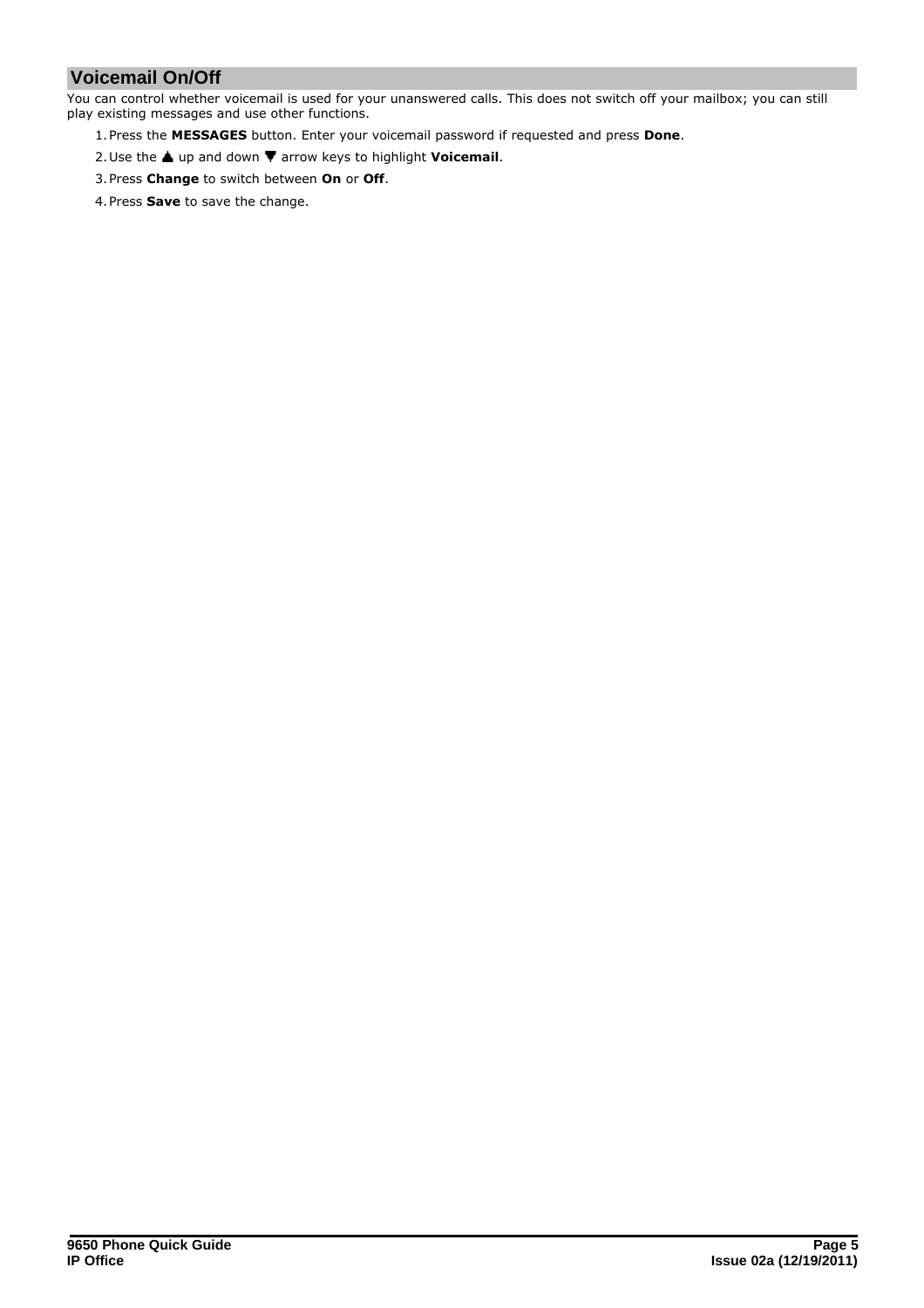## Voicemail On/Off

You can control whether voicemail is used for your unanswered calls. This does not switch off your mailbox; you can still play existing messages and use other functions.

1. Press the **MESSAGES** button. Enter your voicemail password if requested and press **Done**.
2. Use the ▲ up and down ▼ arrow keys to highlight **Voicemail**.
3. Press **Change** to switch between **On** or **Off**.
4. Press **Save** to save the change.